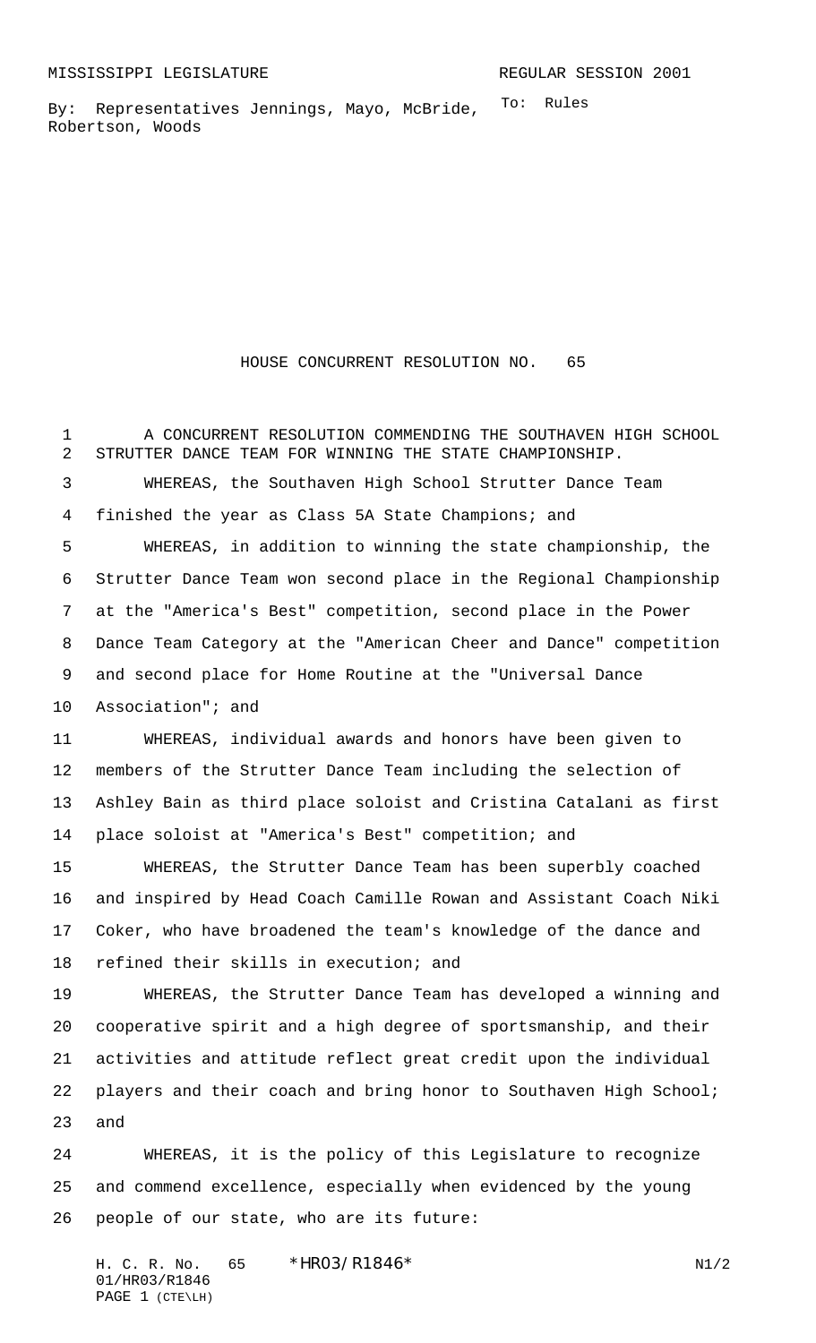MISSISSIPPI LEGISLATURE REGULAR SESSION 2001

By: Representatives Jennings, Mayo, McBride, Robertson, Woods

To: Rules

# HOUSE CONCURRENT RESOLUTION NO. 65

A CONCURRENT RESOLUTION COMMENDING THE SOUTHAVEN HIGH SCHOOL STRUTTER DANCE TEAM FOR WINNING THE STATE CHAMPIONSHIP.

WHEREAS, the Southaven High School Strutter Dance Team finished the year as Class 5A State Champions; and

WHEREAS, in addition to winning the state championship, the Strutter Dance Team won second place in the Regional Championship at the "America's Best" competition, second place in the Power Dance Team Category at the "American Cheer and Dance" competition and second place for Home Routine at the "Universal Dance Association"; and

WHEREAS, individual awards and honors have been given to members of the Strutter Dance Team including the selection of Ashley Bain as third place soloist and Cristina Catalani as first place soloist at "America's Best" competition; and

WHEREAS, the Strutter Dance Team has been superbly coached and inspired by Head Coach Camille Rowan and Assistant Coach Niki Coker, who have broadened the team's knowledge of the dance and refined their skills in execution; and

WHEREAS, the Strutter Dance Team has developed a winning and cooperative spirit and a high degree of sportsmanship, and their activities and attitude reflect great credit upon the individual players and their coach and bring honor to Southaven High School; and

WHEREAS, it is the policy of this Legislature to recognize and commend excellence, especially when evidenced by the young people of our state, who are its future: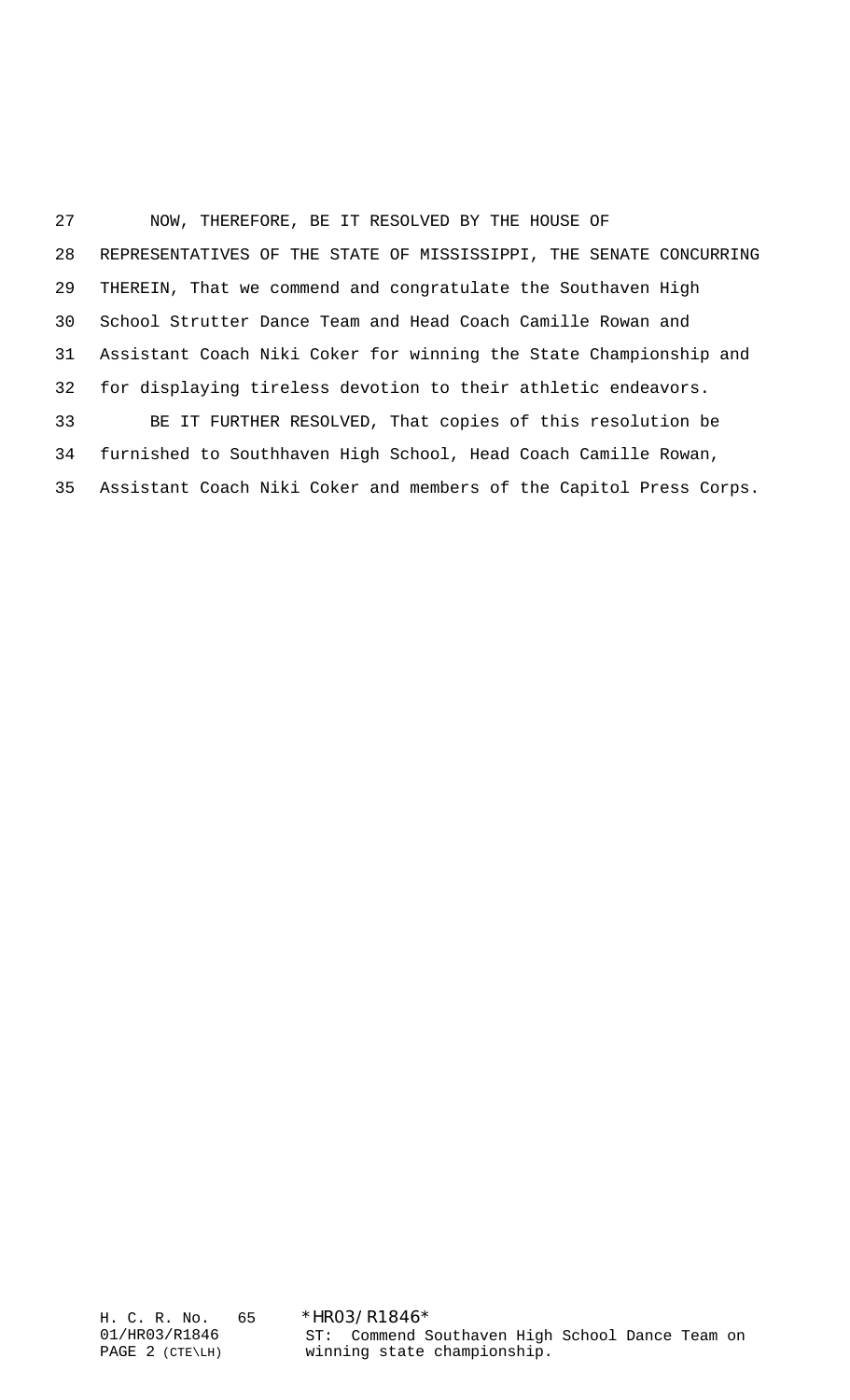NOW, THEREFORE, BE IT RESOLVED BY THE HOUSE OF REPRESENTATIVES OF THE STATE OF MISSISSIPPI, THE SENATE CONCURRING THEREIN, That we commend and congratulate the Southaven High School Strutter Dance Team and Head Coach Camille Rowan and Assistant Coach Niki Coker for winning the State Championship and for displaying tireless devotion to their athletic endeavors.

BE IT FURTHER RESOLVED, That copies of this resolution be furnished to Southhaven High School, Head Coach Camille Rowan, Assistant Coach Niki Coker and members of the Capitol Press Corps.

ST: Commend Southaven High School Dance Team on winning state championship.